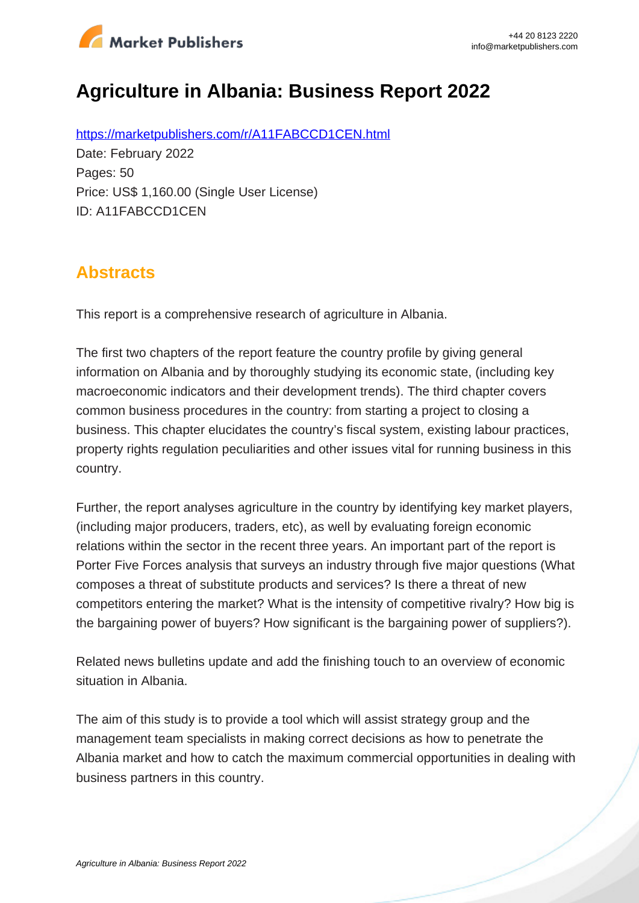# Agriculture in Albania: Business Report 2022

https://marketpublishers.com/r/A11FABCCD1CEN.html

Date: February 2022

Pages: 50

Price: US$ 1,160.00 (Single User License)

ID: A11FABCCD1CEN

## Abstracts

This report is a comprehensive research of agriculture in Albania.

The first two chapters of the report feature the country profile by giving general information on Albania and by thoroughly studying its economic state, (including key macroeconomic indicators and their development trends). The third chapter covers common business procedures in the country: from starting a project to closing a business. This chapter elucidates the country's fiscal system, existing labour practices, property rights regulation peculiarities and other issues vital for running business in this country.

Further, the report analyses agriculture in the country by identifying key market players, (including major producers, traders, etc), as well by evaluating foreign economic relations within the sector in the recent three years. An important part of the report is Porter Five Forces analysis that surveys an industry through five major questions (What composes a threat of substitute products and services? Is there a threat of new competitors entering the market? What is the intensity of competitive rivalry? How big is the bargaining power of buyers? How significant is the bargaining power of suppliers?).

Related news bulletins update and add the finishing touch to an overview of economic situation in Albania.

The aim of this study is to provide a tool which will assist strategy group and the management team specialists in making correct decisions as how to penetrate the Albania market and how to catch the maximum commercial opportunities in dealing with business partners in this country.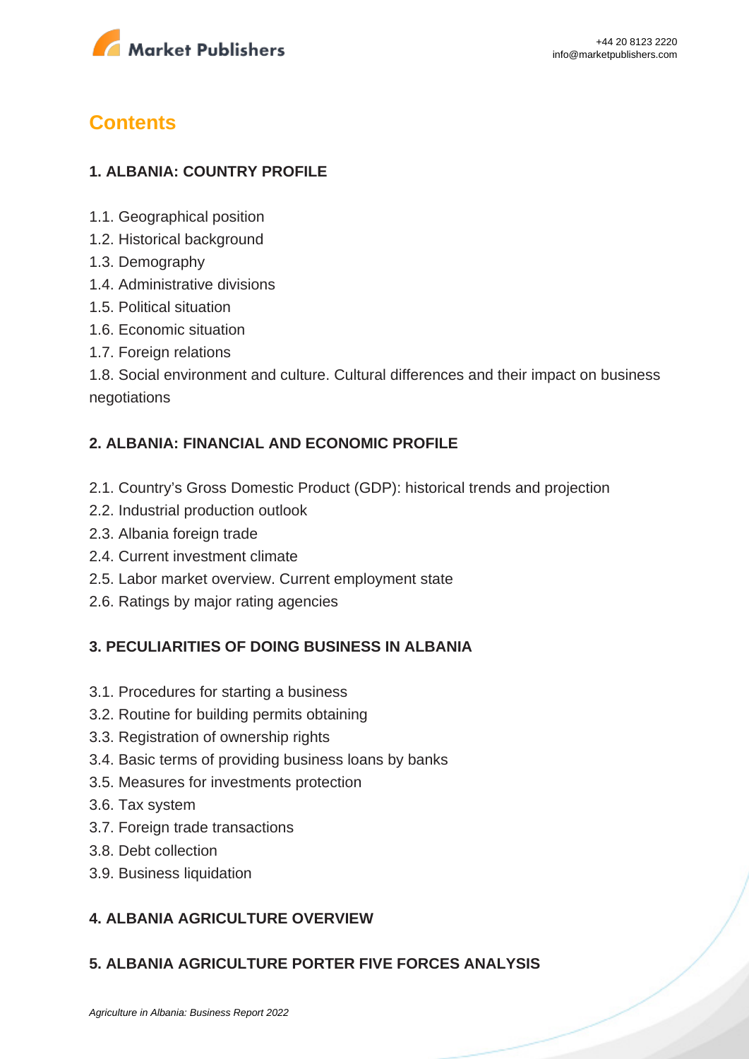## Contents

### 1. ALBANIA: COUNTRY PROFILE

1.1. Geographical position
1.2. Historical background
1.3. Demography
1.4. Administrative divisions
1.5. Political situation
1.6. Economic situation
1.7. Foreign relations
1.8. Social environment and culture. Cultural differences and their impact on business negotiations

### 2. ALBANIA: FINANCIAL AND ECONOMIC PROFILE

2.1. Country's Gross Domestic Product (GDP): historical trends and projection
2.2. Industrial production outlook
2.3. Albania foreign trade
2.4. Current investment climate
2.5. Labor market overview. Current employment state
2.6. Ratings by major rating agencies

### 3. PECULIARITIES OF DOING BUSINESS IN ALBANIA

3.1. Procedures for starting a business
3.2. Routine for building permits obtaining
3.3. Registration of ownership rights
3.4. Basic terms of providing business loans by banks
3.5. Measures for investments protection
3.6. Tax system
3.7. Foreign trade transactions
3.8. Debt collection
3.9. Business liquidation

### 4. ALBANIA AGRICULTURE OVERVIEW

### 5. ALBANIA AGRICULTURE PORTER FIVE FORCES ANALYSIS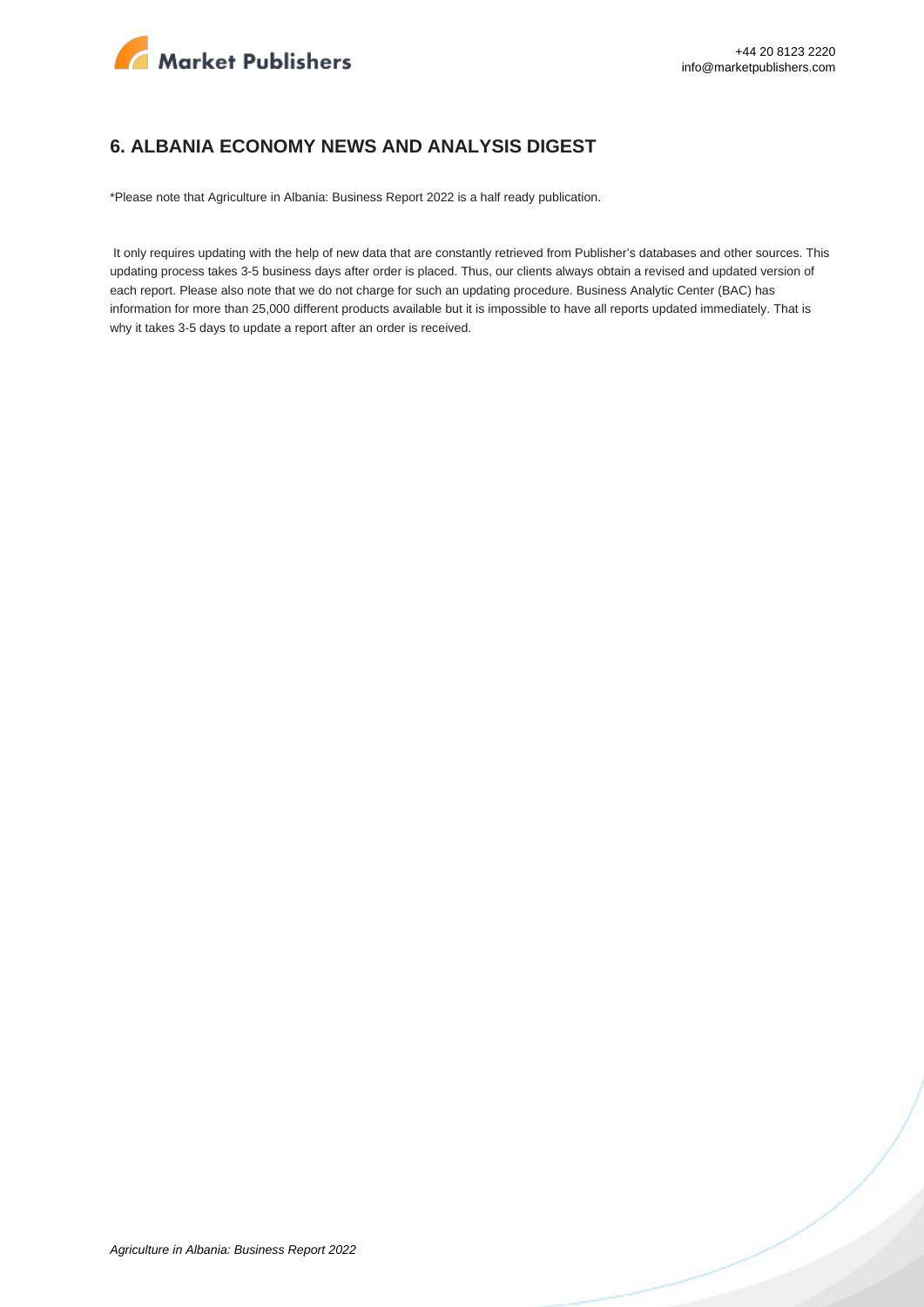## 6. ALBANIA ECONOMY NEWS AND ANALYSIS DIGEST

*Please note that Agriculture in Albania: Business Report 2022 is a half ready publication.

It only requires updating with the help of new data that are constantly retrieved from Publisher's databases and other sources. This updating process takes 3-5 business days after order is placed. Thus, our clients always obtain a revised and updated version of each report. Please also note that we do not charge for such an updating procedure. Business Analytic Center (BAC) has information for more than 25,000 different products available but it is impossible to have all reports updated immediately. That is why it takes 3-5 days to update a report after an order is received.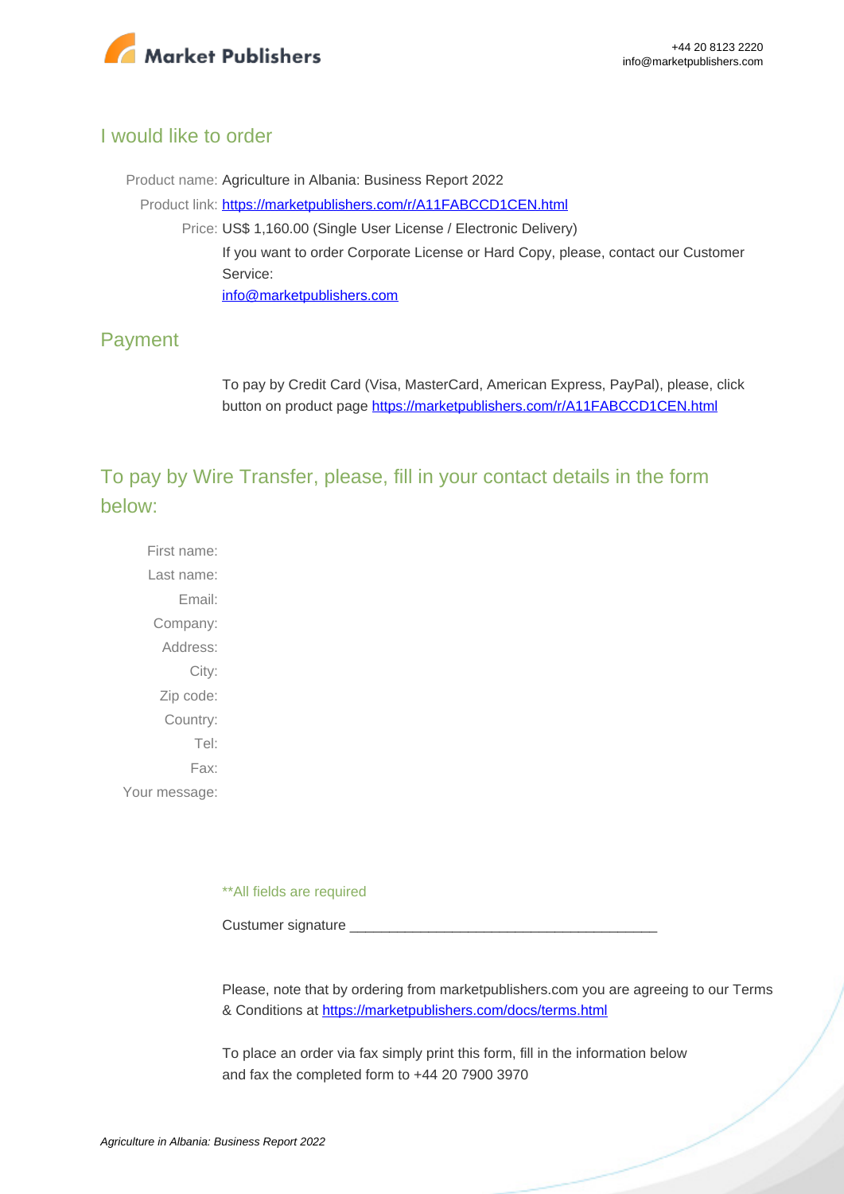## I would like to order

Product name: Agriculture in Albania: Business Report 2022

Product link: https://marketpublishers.com/r/A11FABCCD1CEN.html

Price: US$ 1,160.00 (Single User License / Electronic Delivery)

If you want to order Corporate License or Hard Copy, please, contact our Customer Service:

info@marketpublishers.com

## Payment

To pay by Credit Card (Visa, MasterCard, American Express, PayPal), please, click button on product page https://marketpublishers.com/r/A11FABCCD1CEN.html

## To pay by Wire Transfer, please, fill in your contact details in the form below:

First name:

Last name:

Email:

Company:

Address:

City:

Zip code:

Country:

Tel:

Fax:

Your message:

**All fields are required

Custumer signature _______________________________________

Please, note that by ordering from marketpublishers.com you are agreeing to our Terms & Conditions at https://marketpublishers.com/docs/terms.html

To place an order via fax simply print this form, fill in the information below and fax the completed form to +44 20 7900 3970